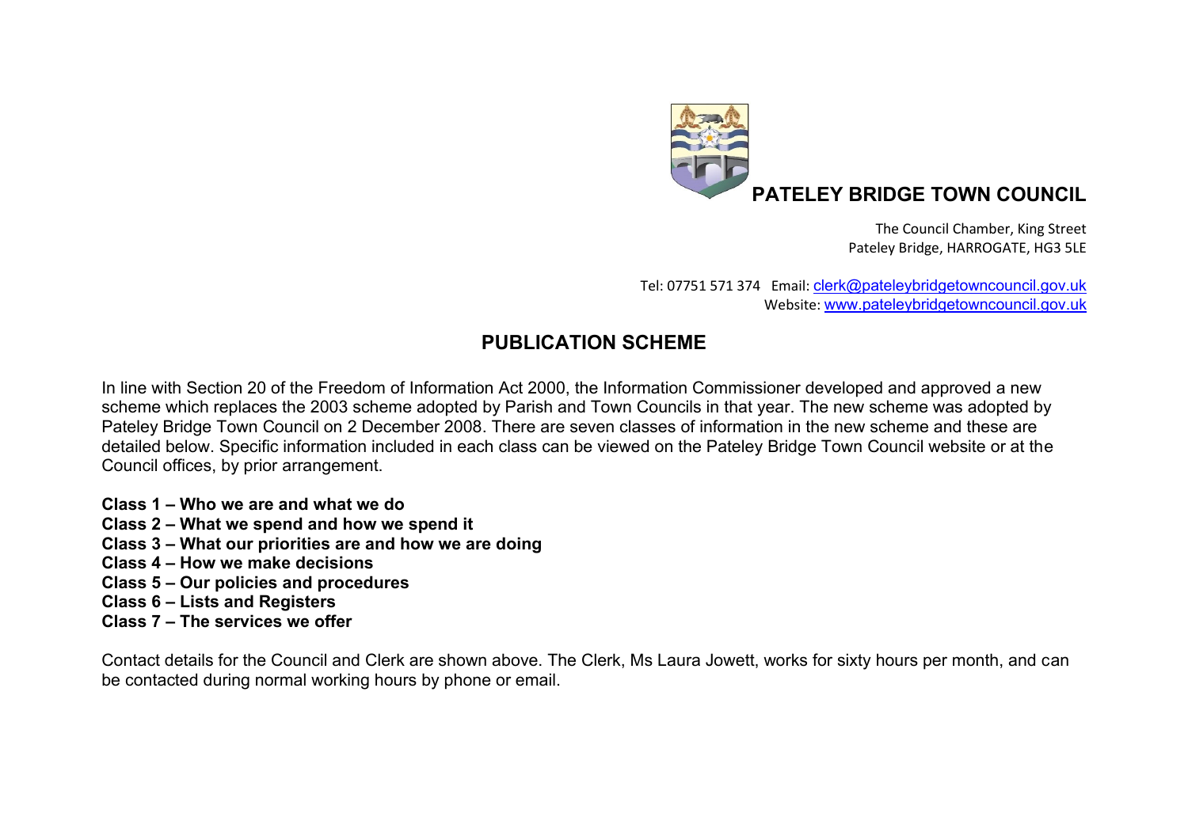# PATELEY BRIDGE TOWN COUNCIL

The Council Chamber, King Street
Pateley Bridge, HARROGATE, HG3 5LE

Tel: 07751 571 374 Email: clerk@pateleybridgetowncouncil.gov.uk
Website: www.pateleybridgetowncouncil.gov.uk

## PUBLICATION SCHEME

In line with Section 20 of the Freedom of Information Act 2000, the Information Commissioner developed and approved a new scheme which replaces the 2003 scheme adopted by Parish and Town Councils in that year. The new scheme was adopted by Pateley Bridge Town Council on 2 December 2008. There are seven classes of information in the new scheme and these are detailed below. Specific information included in each class can be viewed on the Pateley Bridge Town Council website or at the Council offices, by prior arrangement.

**Class 1 – Who we are and what we do**
**Class 2 – What we spend and how we spend it**
**Class 3 – What our priorities are and how we are doing**
**Class 4 – How we make decisions**
**Class 5 – Our policies and procedures**
**Class 6 – Lists and Registers**
**Class 7 – The services we offer**

Contact details for the Council and Clerk are shown above. The Clerk, Ms Laura Jowett, works for sixty hours per month, and can be contacted during normal working hours by phone or email.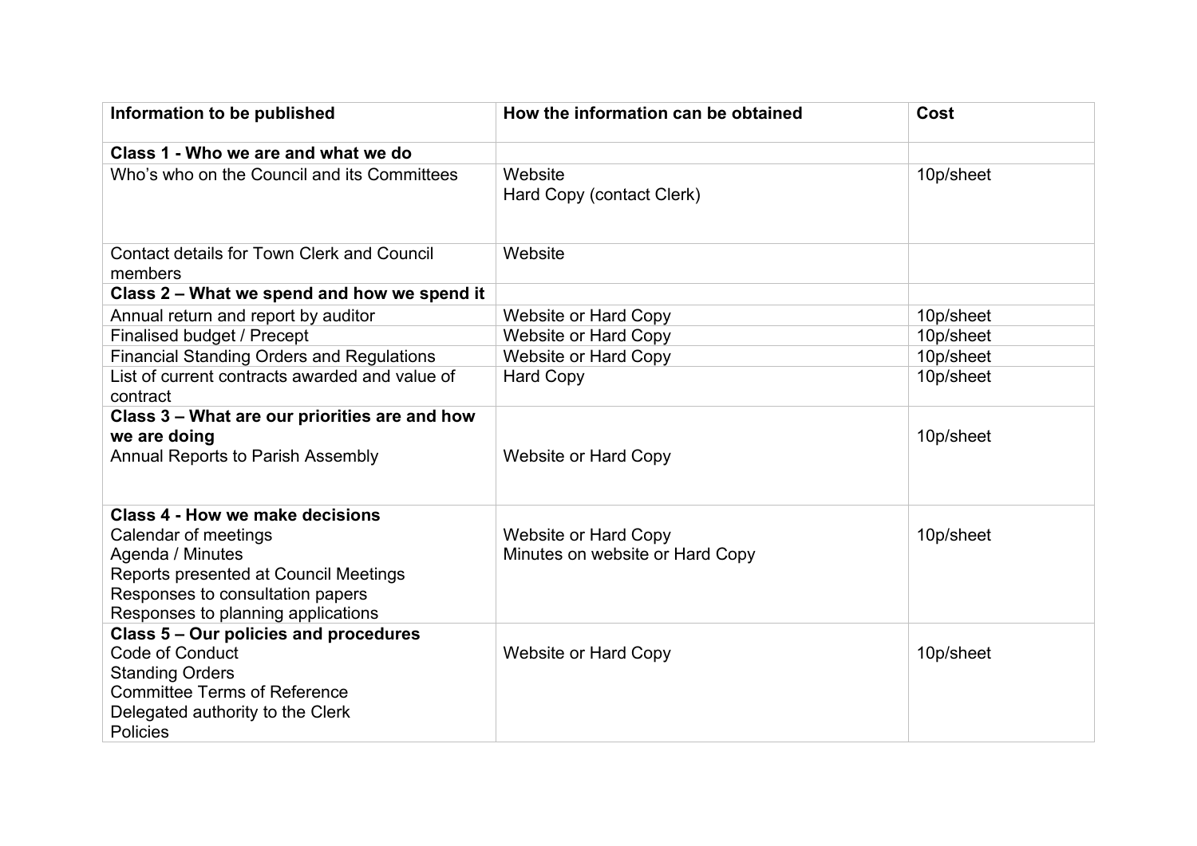| Information to be published | How the information can be obtained | Cost |
|---|---|---|
| **Class 1 - Who we are and what we do** | | |
| Who's who on the Council and its Committees | Website<br>Hard Copy (contact Clerk) | 10p/sheet |
| Contact details for Town Clerk and Council members | Website | |
| **Class 2 – What we spend and how we spend it** | | |
| Annual return and report by auditor | Website or Hard Copy | 10p/sheet |
| Finalised budget / Precept | Website or Hard Copy | 10p/sheet |
| Financial Standing Orders and Regulations | Website or Hard Copy | 10p/sheet |
| List of current contracts awarded and value of contract | Hard Copy | 10p/sheet |
| **Class 3 – What are our priorities are and how we are doing**<br>Annual Reports to Parish Assembly | Website or Hard Copy | 10p/sheet |
| **Class 4 - How we make decisions**<br>Calendar of meetings<br>Agenda / Minutes<br>Reports presented at Council Meetings<br>Responses to consultation papers<br>Responses to planning applications | Website or Hard Copy<br>Minutes on website or Hard Copy | 10p/sheet |
| **Class 5 – Our policies and procedures**<br>Code of Conduct<br>Standing Orders<br>Committee Terms of Reference<br>Delegated authority to the Clerk<br>Policies | Website or Hard Copy | 10p/sheet |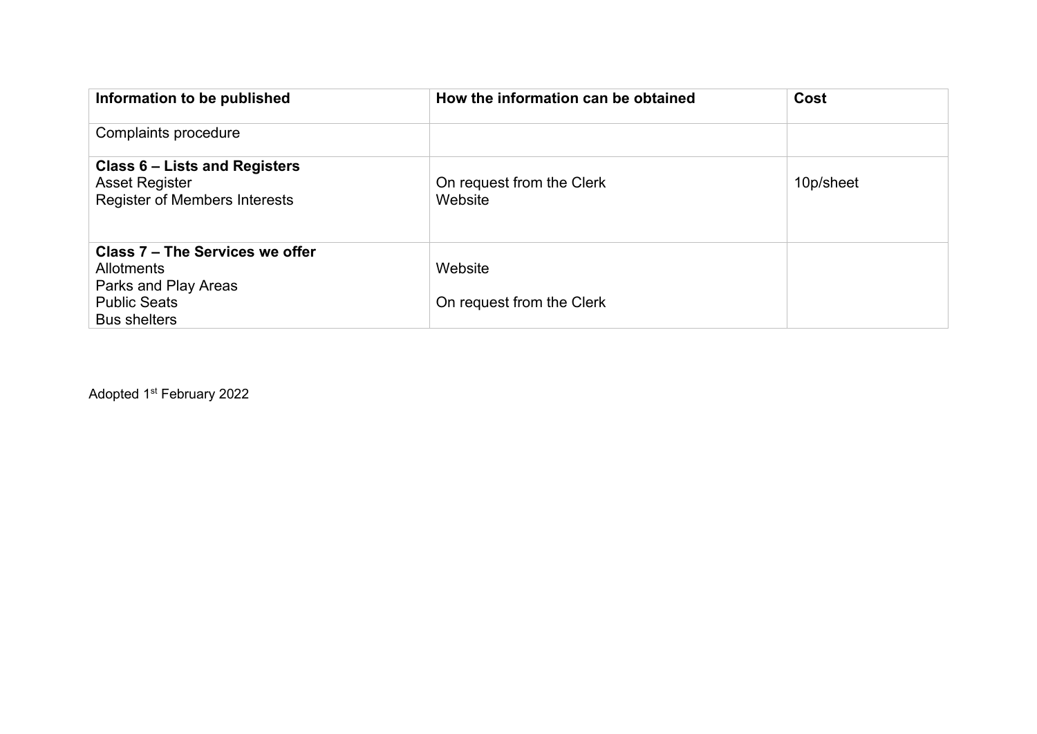| Information to be published | How the information can be obtained | Cost |
|---|---|---|
| Complaints procedure | | |
| **Class 6 – Lists and Registers**<br>Asset Register<br>Register of Members Interests | On request from the Clerk<br>Website | 10p/sheet |
| **Class 7 – The Services we offer**<br>Allotments<br>Parks and Play Areas<br>Public Seats<br>Bus shelters | Website<br><br>On request from the Clerk | |

Adopted 1st February 2022